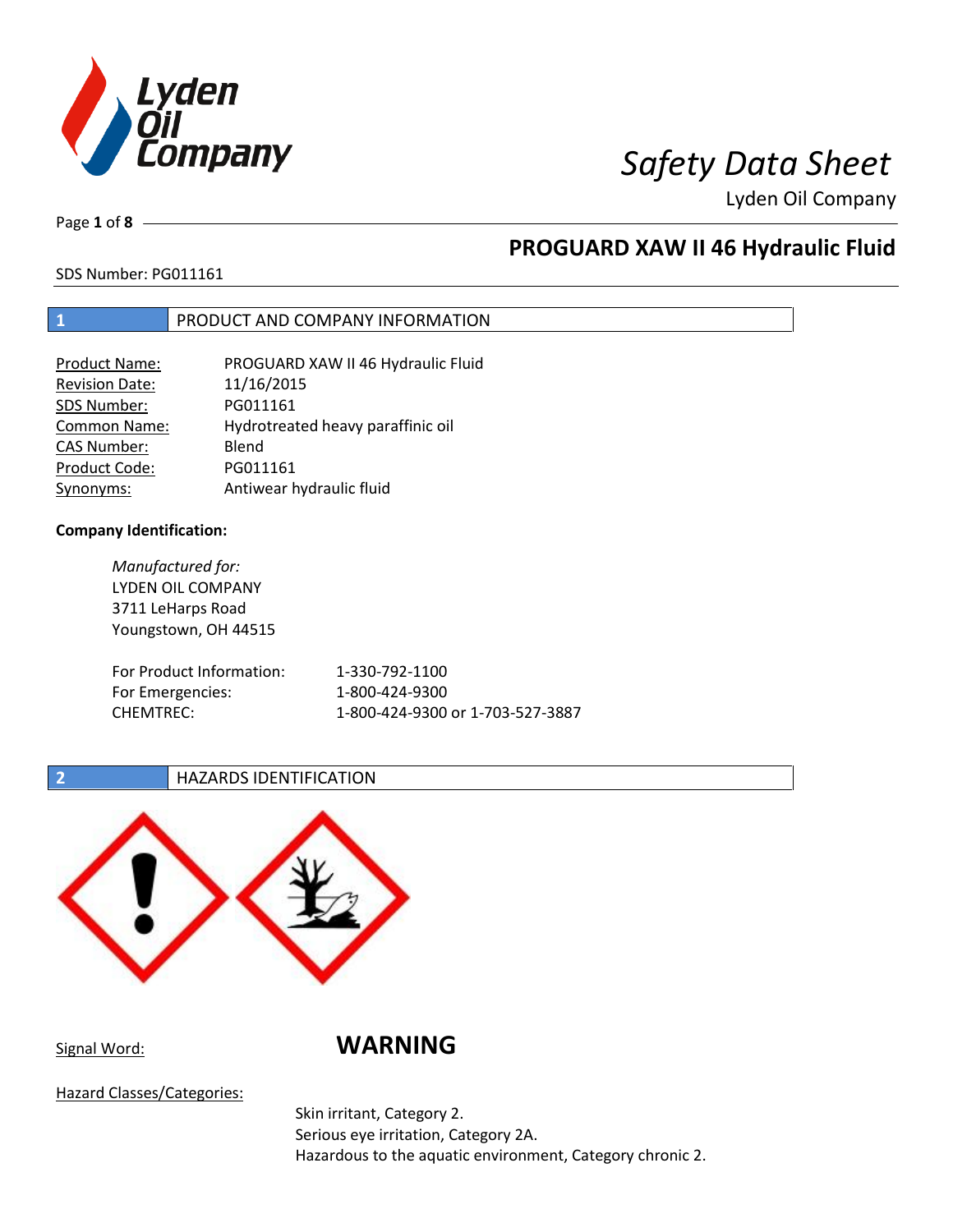# Safety Data Sheet

Lyden Oil Company

## PROGUARD XAW II 46 Hydraulic Fluid

SDS Number: PG011161

## 1 PRODUCT AND COMPANY INFORMATION

| | |
|---|---|
| Product Name: | PROGUARD XAW II 46 Hydraulic Fluid |
| Revision Date: | 11/16/2015 |
| SDS Number: | PG011161 |
| Common Name: | Hydrotreated heavy paraffinic oil |
| CAS Number: | Blend |
| Product Code: | PG011161 |
| Synonyms: | Antiwear hydraulic fluid |

**Company Identification:**

*Manufactured for:*
LYDEN OIL COMPANY
3711 LeHarps Road
Youngstown, OH 44515

| | |
|---|---|
| For Product Information: | 1-330-792-1100 |
| For Emergencies: | 1-800-424-9300 |
| CHEMTREC: | 1-800-424-9300 or 1-703-527-3887 |

## 2 HAZARDS IDENTIFICATION

Signal Word: **WARNING**

Hazard Classes/Categories:

Skin irritant, Category 2.
Serious eye irritation, Category 2A.
Hazardous to the aquatic environment, Category chronic 2.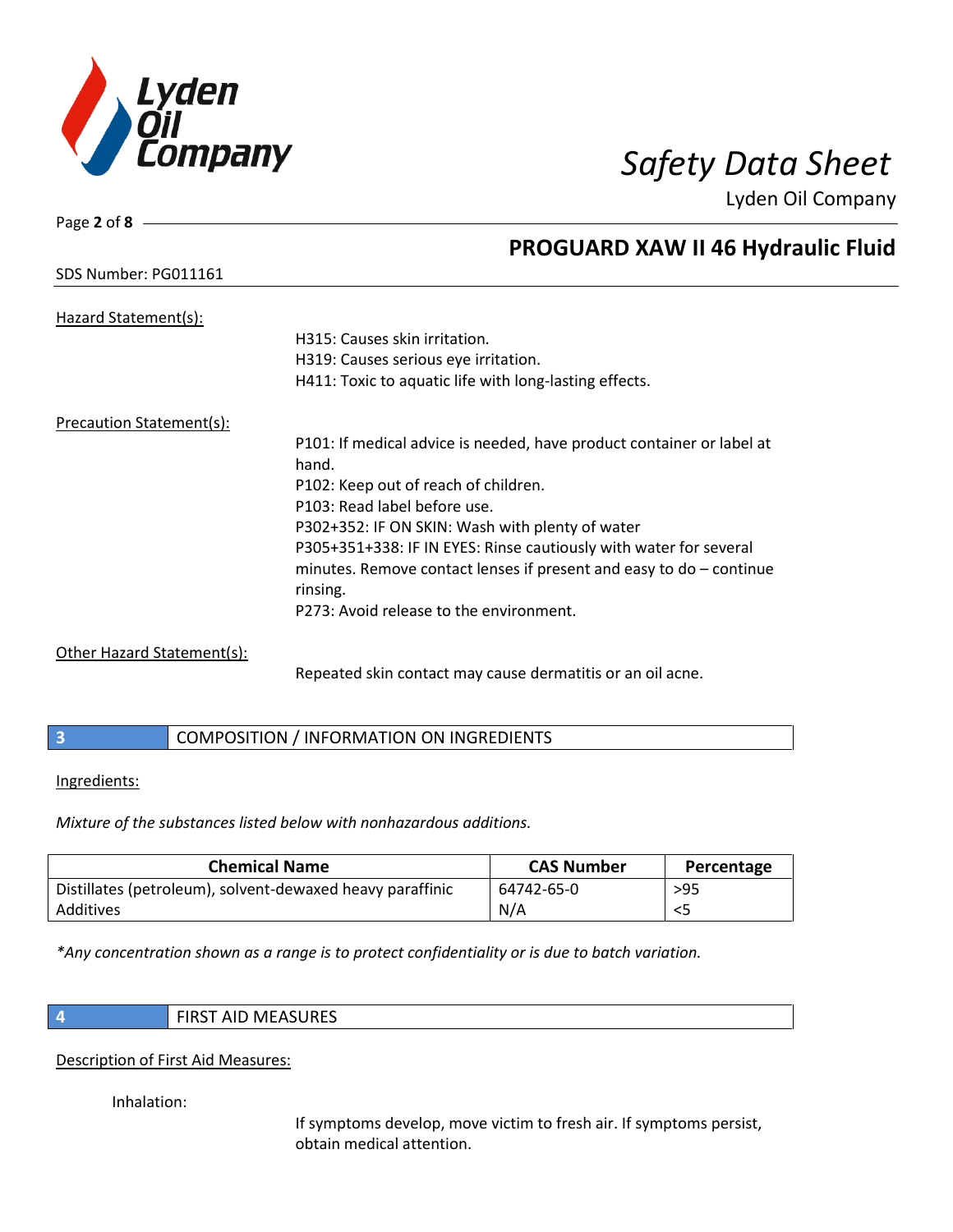Hazard Statement(s):

H315: Causes skin irritation.
H319: Causes serious eye irritation.
H411: Toxic to aquatic life with long-lasting effects.

Precaution Statement(s):

P101: If medical advice is needed, have product container or label at hand.
P102: Keep out of reach of children.
P103: Read label before use.
P302+352: IF ON SKIN: Wash with plenty of water
P305+351+338: IF IN EYES: Rinse cautiously with water for several minutes. Remove contact lenses if present and easy to do – continue rinsing.
P273: Avoid release to the environment.

Other Hazard Statement(s):

Repeated skin contact may cause dermatitis or an oil acne.

## 3 COMPOSITION / INFORMATION ON INGREDIENTS

Ingredients:

*Mixture of the substances listed below with nonhazardous additions.*

| Chemical Name | CAS Number | Percentage |
|---|---|---|
| Distillates (petroleum), solvent-dewaxed heavy paraffinic | 64742-65-0 | >95 |
| Additives | N/A | <5 |

*\*Any concentration shown as a range is to protect confidentiality or is due to batch variation.*

## 4 FIRST AID MEASURES

Description of First Aid Measures:

Inhalation:

If symptoms develop, move victim to fresh air. If symptoms persist, obtain medical attention.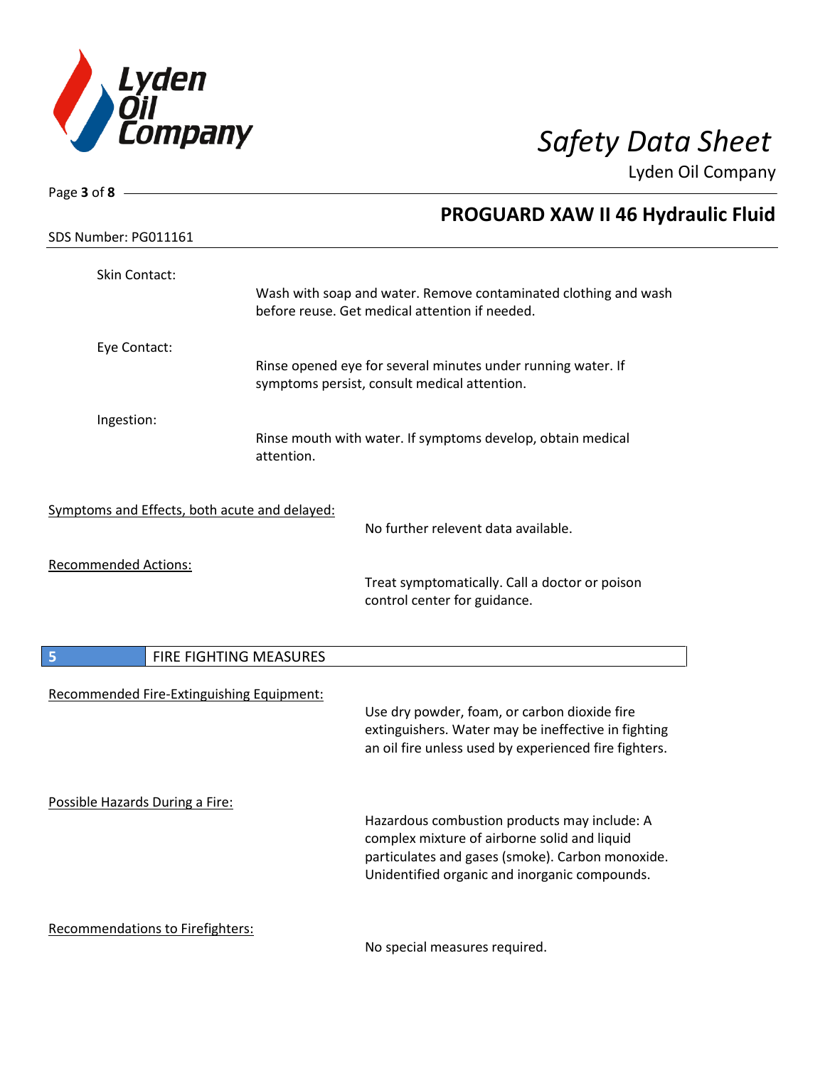Skin Contact:

Wash with soap and water. Remove contaminated clothing and wash before reuse. Get medical attention if needed.

Eye Contact:

Rinse opened eye for several minutes under running water. If symptoms persist, consult medical attention.

Ingestion:

Rinse mouth with water. If symptoms develop, obtain medical attention.

Symptoms and Effects, both acute and delayed:

No further relevent data available.

Recommended Actions:

Treat symptomatically. Call a doctor or poison control center for guidance.

## 5 FIRE FIGHTING MEASURES

Recommended Fire-Extinguishing Equipment:

Use dry powder, foam, or carbon dioxide fire extinguishers. Water may be ineffective in fighting an oil fire unless used by experienced fire fighters.

Possible Hazards During a Fire:

Hazardous combustion products may include: A complex mixture of airborne solid and liquid particulates and gases (smoke). Carbon monoxide. Unidentified organic and inorganic compounds.

Recommendations to Firefighters:

No special measures required.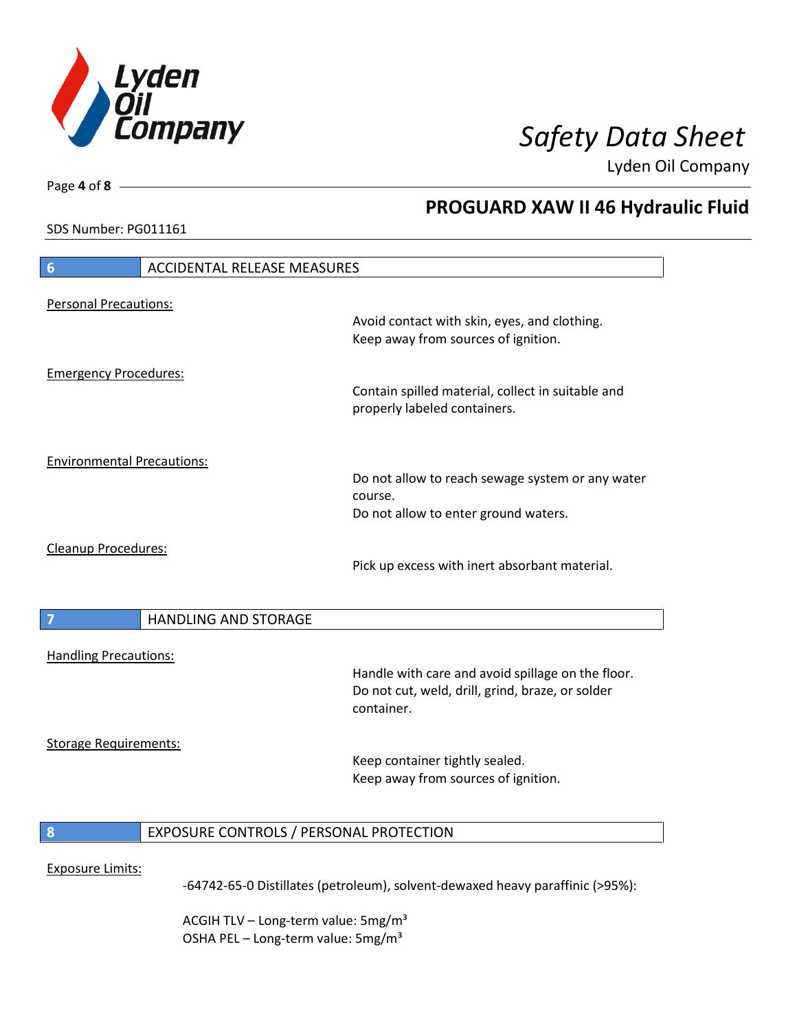## 6 ACCIDENTAL RELEASE MEASURES

Personal Precautions:

Avoid contact with skin, eyes, and clothing.
Keep away from sources of ignition.

Emergency Procedures:

Contain spilled material, collect in suitable and properly labeled containers.

Environmental Precautions:

Do not allow to reach sewage system or any water course.
Do not allow to enter ground waters.

Cleanup Procedures:

Pick up excess with inert absorbant material.

## 7 HANDLING AND STORAGE

Handling Precautions:

Handle with care and avoid spillage on the floor.
Do not cut, weld, drill, grind, braze, or solder container.

Storage Requirements:

Keep container tightly sealed.
Keep away from sources of ignition.

## 8 EXPOSURE CONTROLS / PERSONAL PROTECTION

Exposure Limits:

-64742-65-0 Distillates (petroleum), solvent-dewaxed heavy paraffinic (>95%):

ACGIH TLV – Long-term value: 5mg/m³
OSHA PEL – Long-term value: 5mg/m³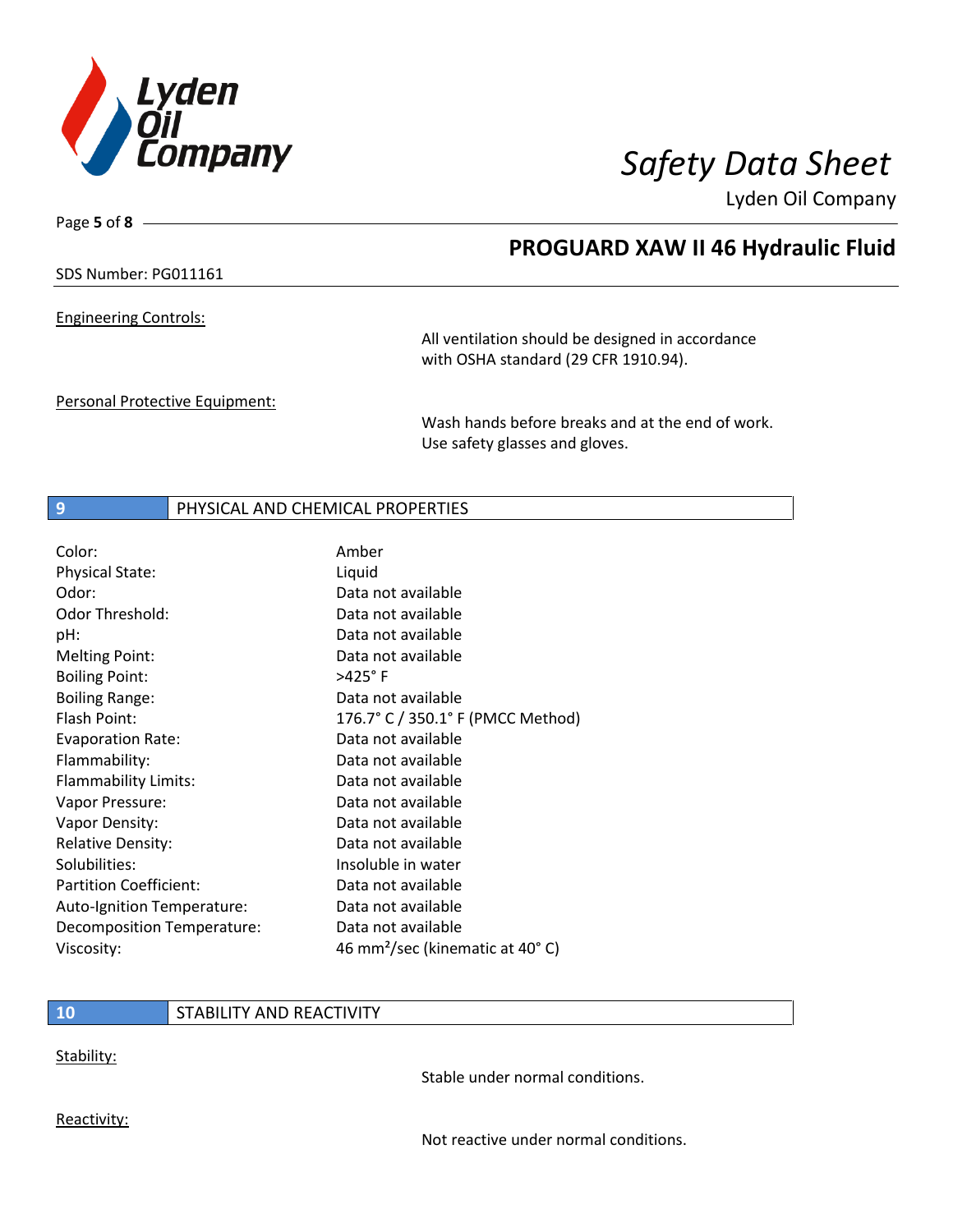Engineering Controls:

All ventilation should be designed in accordance with OSHA standard (29 CFR 1910.94).

Personal Protective Equipment:

Wash hands before breaks and at the end of work. Use safety glasses and gloves.

## 9 PHYSICAL AND CHEMICAL PROPERTIES

| | |
|---|---|
| Color: | Amber |
| Physical State: | Liquid |
| Odor: | Data not available |
| Odor Threshold: | Data not available |
| pH: | Data not available |
| Melting Point: | Data not available |
| Boiling Point: | >425° F |
| Boiling Range: | Data not available |
| Flash Point: | 176.7° C / 350.1° F (PMCC Method) |
| Evaporation Rate: | Data not available |
| Flammability: | Data not available |
| Flammability Limits: | Data not available |
| Vapor Pressure: | Data not available |
| Vapor Density: | Data not available |
| Relative Density: | Data not available |
| Solubilities: | Insoluble in water |
| Partition Coefficient: | Data not available |
| Auto-Ignition Temperature: | Data not available |
| Decomposition Temperature: | Data not available |
| Viscosity: | 46 $mm^2$/sec (kinematic at 40° C) |

## 10 STABILITY AND REACTIVITY

Stability:

Stable under normal conditions.

Reactivity:

Not reactive under normal conditions.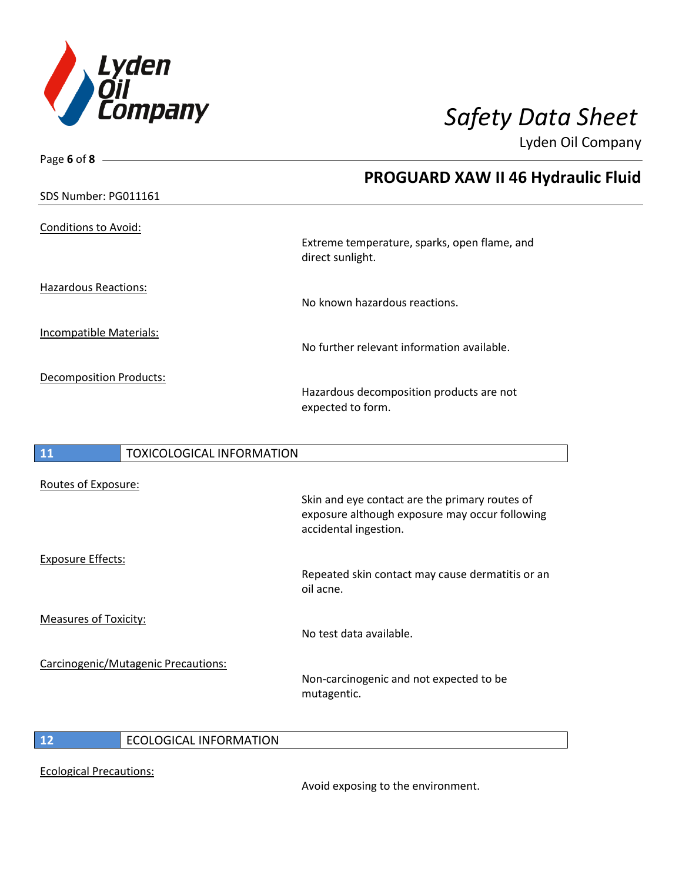SDS Number: PG011161

## PROGUARD XAW II 46 Hydraulic Fluid

Conditions to Avoid:

Extreme temperature, sparks, open flame, and direct sunlight.

Hazardous Reactions:

No known hazardous reactions.

Incompatible Materials:

No further relevant information available.

Decomposition Products:

Hazardous decomposition products are not expected to form.

## 11 TOXICOLOGICAL INFORMATION

Routes of Exposure:

Skin and eye contact are the primary routes of exposure although exposure may occur following accidental ingestion.

Exposure Effects:

Repeated skin contact may cause dermatitis or an oil acne.

Measures of Toxicity:

No test data available.

Carcinogenic/Mutagenic Precautions:

Non-carcinogenic and not expected to be mutagentic.

## 12 ECOLOGICAL INFORMATION

Ecological Precautions:

Avoid exposing to the environment.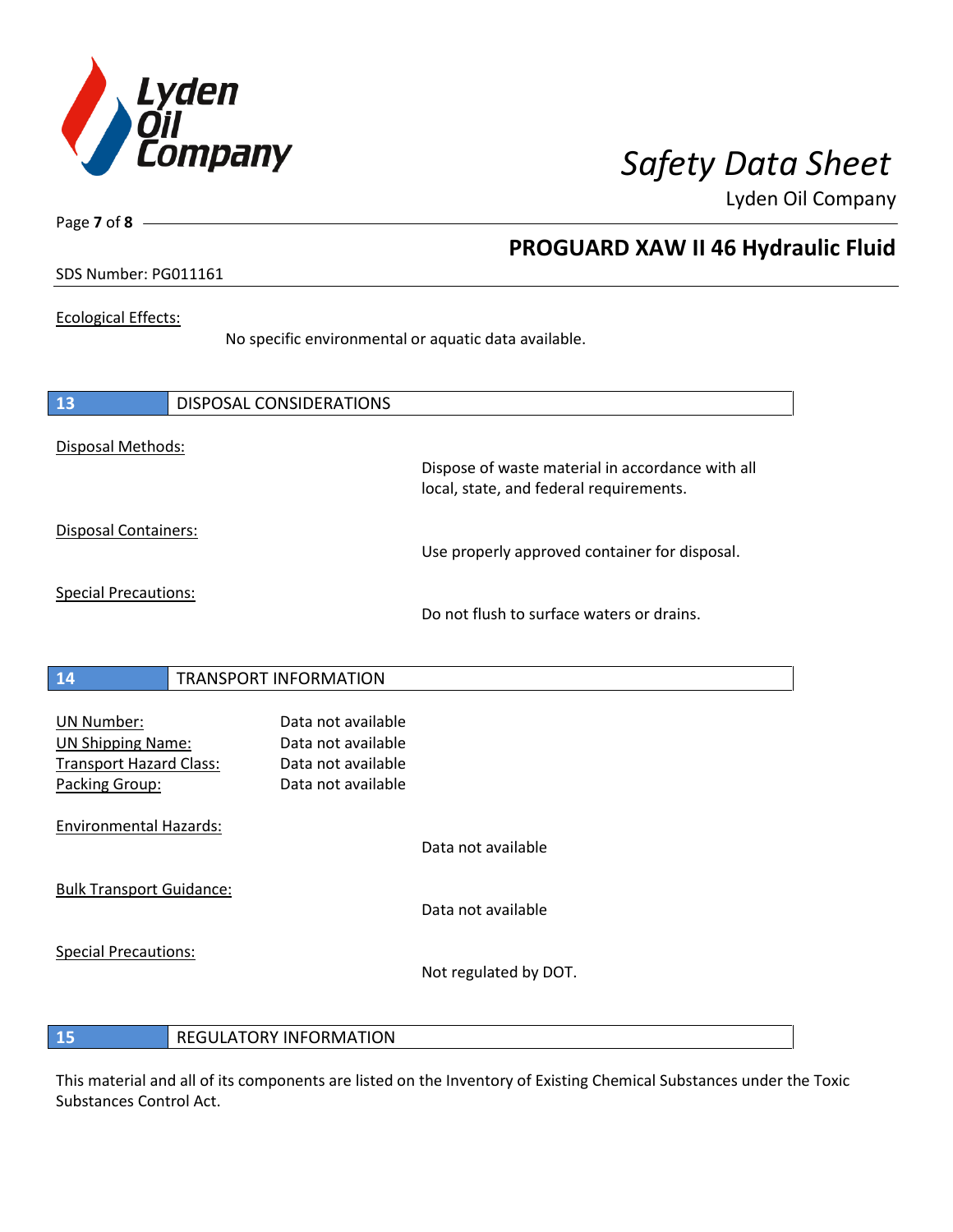Ecological Effects:

No specific environmental or aquatic data available.

## 13 DISPOSAL CONSIDERATIONS

Disposal Methods:

Dispose of waste material in accordance with all local, state, and federal requirements.

Disposal Containers:

Use properly approved container for disposal.

Special Precautions:

Do not flush to surface waters or drains.

## 14 TRANSPORT INFORMATION

UN Number: Data not available
UN Shipping Name: Data not available
Transport Hazard Class: Data not available
Packing Group: Data not available

Environmental Hazards:

Data not available

Bulk Transport Guidance:

Data not available

Special Precautions:

Not regulated by DOT.

## 15 REGULATORY INFORMATION

This material and all of its components are listed on the Inventory of Existing Chemical Substances under the Toxic Substances Control Act.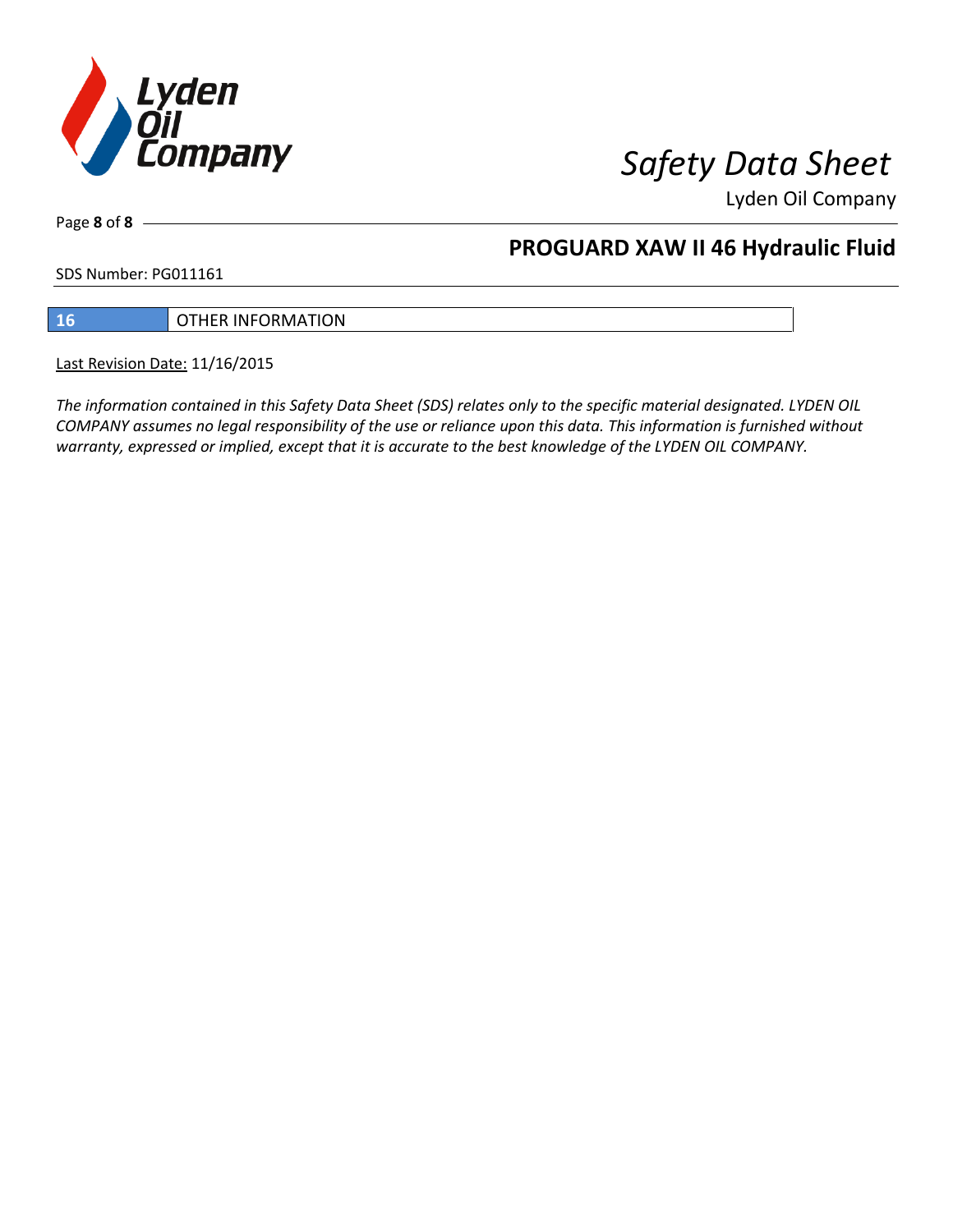## 16 OTHER INFORMATION

Last Revision Date: 11/16/2015

*The information contained in this Safety Data Sheet (SDS) relates only to the specific material designated. LYDEN OIL COMPANY assumes no legal responsibility of the use or reliance upon this data. This information is furnished without warranty, expressed or implied, except that it is accurate to the best knowledge of the LYDEN OIL COMPANY.*